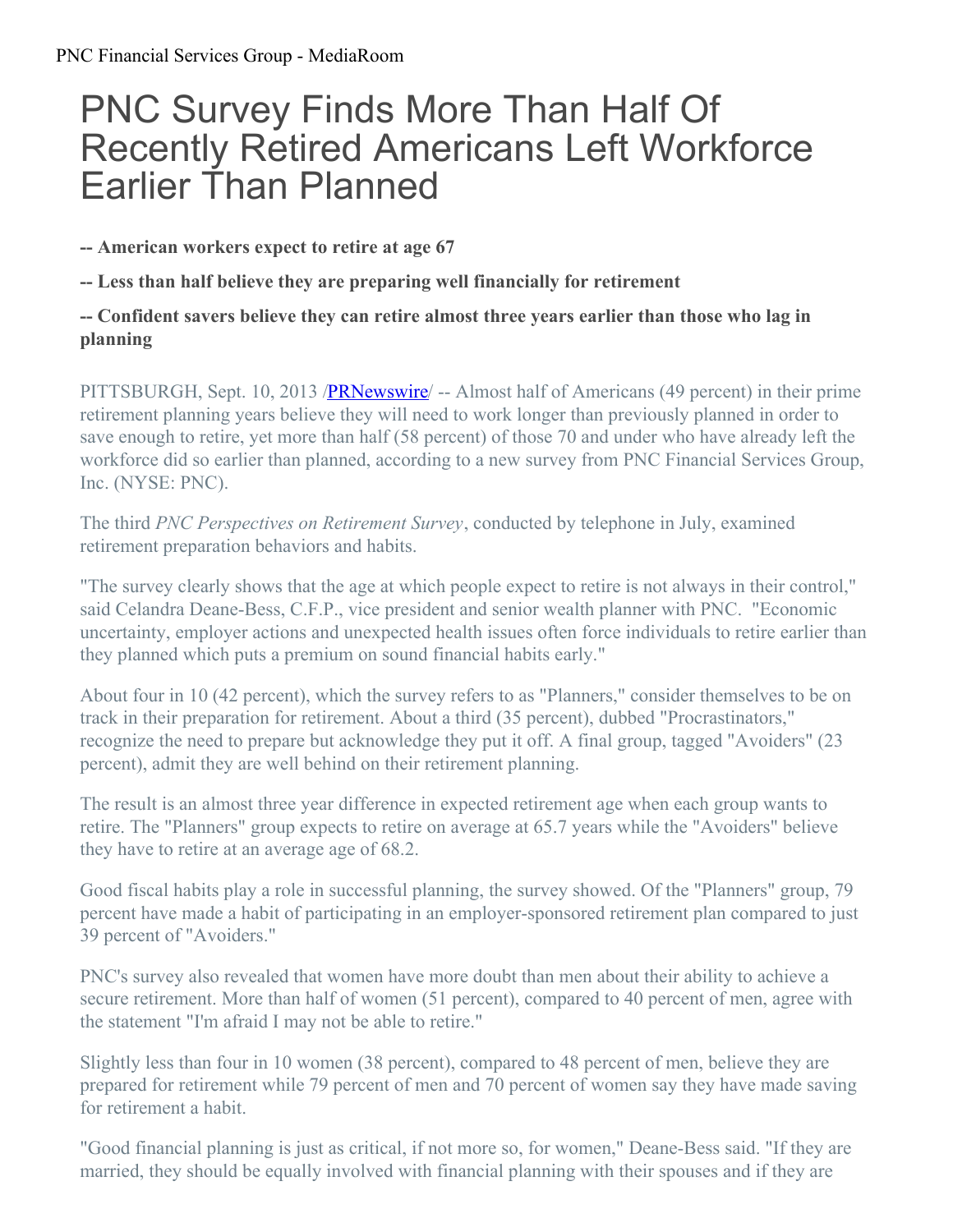# PNC Survey Finds More Than Half Of Recently Retired Americans Left Workforce Earlier Than Planned

**-- American workers expect to retire at age 67**

**-- Less than half believe they are preparing well financially for retirement**

**-- Confident savers believe they can retire almost three years earlier than those who lag in planning**

PITTSBURGH, Sept. 10, 2013 /PRNewswire/ -- Almost half of Americans (49 percent) in their prime retirement planning years believe they will need to work longer than previously planned in order to save enough to retire, yet more than half (58 percent) of those 70 and under who have already left the workforce did so earlier than planned, according to a new survey from PNC Financial Services Group, Inc. (NYSE: PNC).

The third *PNC Perspectives on Retirement Survey*, conducted by telephone in July, examined retirement preparation behaviors and habits.

"The survey clearly shows that the age at which people expect to retire is not always in their control," said Celandra Deane-Bess, C.F.P., vice president and senior wealth planner with PNC. "Economic uncertainty, employer actions and unexpected health issues often force individuals to retire earlier than they planned which puts a premium on sound financial habits early."

About four in 10 (42 percent), which the survey refers to as "Planners," consider themselves to be on track in their preparation for retirement. About a third (35 percent), dubbed "Procrastinators," recognize the need to prepare but acknowledge they put it off. A final group, tagged "Avoiders" (23 percent), admit they are well behind on their retirement planning.

The result is an almost three year difference in expected retirement age when each group wants to retire. The "Planners" group expects to retire on average at 65.7 years while the "Avoiders" believe they have to retire at an average age of 68.2.

Good fiscal habits play a role in successful planning, the survey showed. Of the "Planners" group, 79 percent have made a habit of participating in an employer-sponsored retirement plan compared to just 39 percent of "Avoiders."

PNC's survey also revealed that women have more doubt than men about their ability to achieve a secure retirement. More than half of women (51 percent), compared to 40 percent of men, agree with the statement "I'm afraid I may not be able to retire."

Slightly less than four in 10 women (38 percent), compared to 48 percent of men, believe they are prepared for retirement while 79 percent of men and 70 percent of women say they have made saving for retirement a habit.

"Good financial planning is just as critical, if not more so, for women," Deane-Bess said. "If they are married, they should be equally involved with financial planning with their spouses and if they are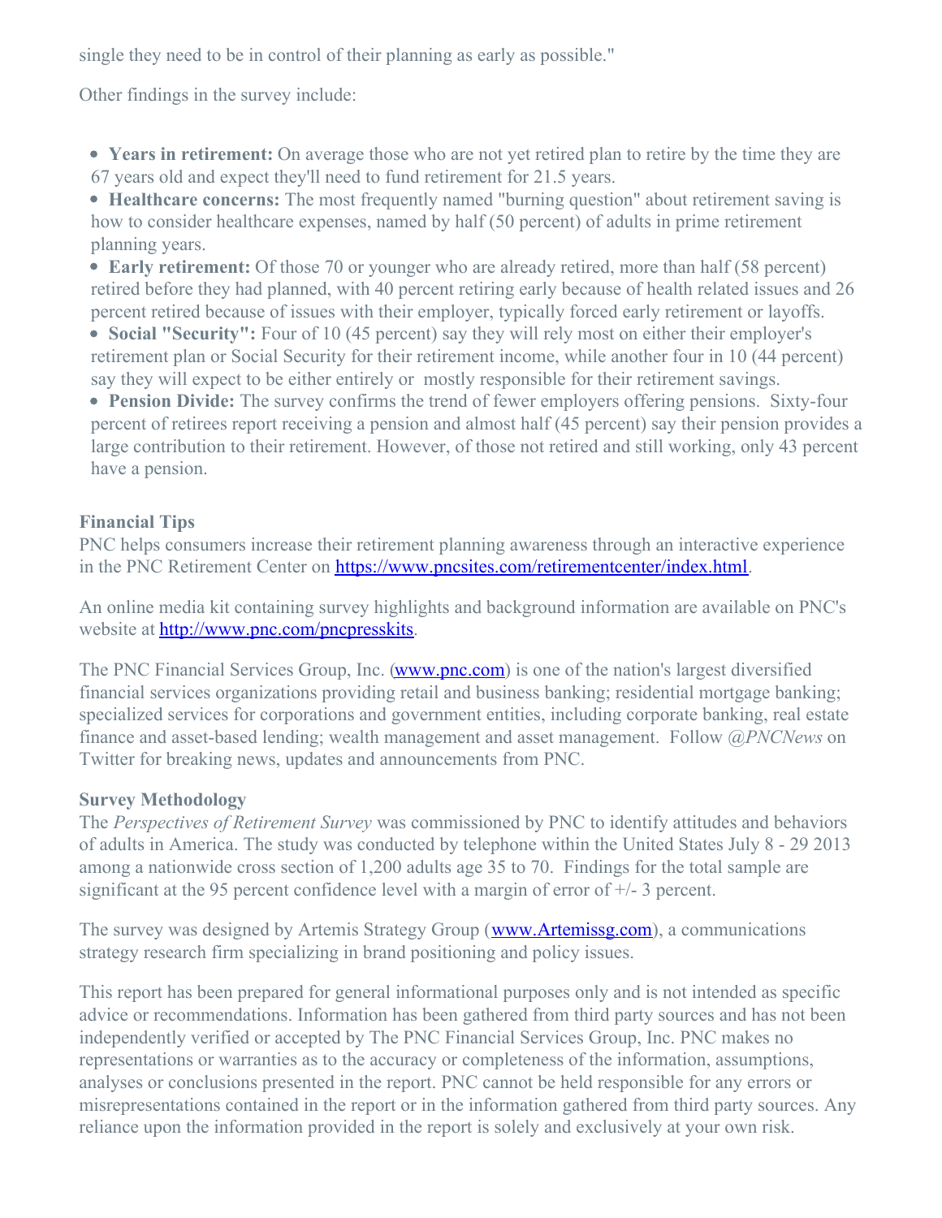single they need to be in control of their planning as early as possible."

Other findings in the survey include:

- **Years in retirement:** On average those who are not yet retired plan to retire by the time they are 67 years old and expect they'll need to fund retirement for 21.5 years.
- **Healthcare concerns:** The most frequently named "burning question" about retirement saving is how to consider healthcare expenses, named by half (50 percent) of adults in prime retirement planning years.
- **Early retirement:** Of those 70 or younger who are already retired, more than half (58 percent) retired before they had planned, with 40 percent retiring early because of health related issues and 26 percent retired because of issues with their employer, typically forced early retirement or layoffs.
- **Social "Security":** Four of 10 (45 percent) say they will rely most on either their employer's retirement plan or Social Security for their retirement income, while another four in 10 (44 percent) say they will expect to be either entirely or mostly responsible for their retirement savings.
- **Pension Divide:** The survey confirms the trend of fewer employers offering pensions. Sixty-four percent of retirees report receiving a pension and almost half (45 percent) say their pension provides a large contribution to their retirement. However, of those not retired and still working, only 43 percent have a pension.

**Financial Tips**
PNC helps consumers increase their retirement planning awareness through an interactive experience in the PNC Retirement Center on https://www.pncsites.com/retirementcenter/index.html.

An online media kit containing survey highlights and background information are available on PNC's website at http://www.pnc.com/pncpresskits.

The PNC Financial Services Group, Inc. (www.pnc.com) is one of the nation's largest diversified financial services organizations providing retail and business banking; residential mortgage banking; specialized services for corporations and government entities, including corporate banking, real estate finance and asset-based lending; wealth management and asset management. Follow *@PNCNews* on Twitter for breaking news, updates and announcements from PNC.

**Survey Methodology**
The *Perspectives of Retirement Survey* was commissioned by PNC to identify attitudes and behaviors of adults in America. The study was conducted by telephone within the United States July 8 - 29 2013 among a nationwide cross section of 1,200 adults age 35 to 70. Findings for the total sample are significant at the 95 percent confidence level with a margin of error of +/- 3 percent.

The survey was designed by Artemis Strategy Group (www.Artemissg.com), a communications strategy research firm specializing in brand positioning and policy issues.

This report has been prepared for general informational purposes only and is not intended as specific advice or recommendations. Information has been gathered from third party sources and has not been independently verified or accepted by The PNC Financial Services Group, Inc. PNC makes no representations or warranties as to the accuracy or completeness of the information, assumptions, analyses or conclusions presented in the report. PNC cannot be held responsible for any errors or misrepresentations contained in the report or in the information gathered from third party sources. Any reliance upon the information provided in the report is solely and exclusively at your own risk.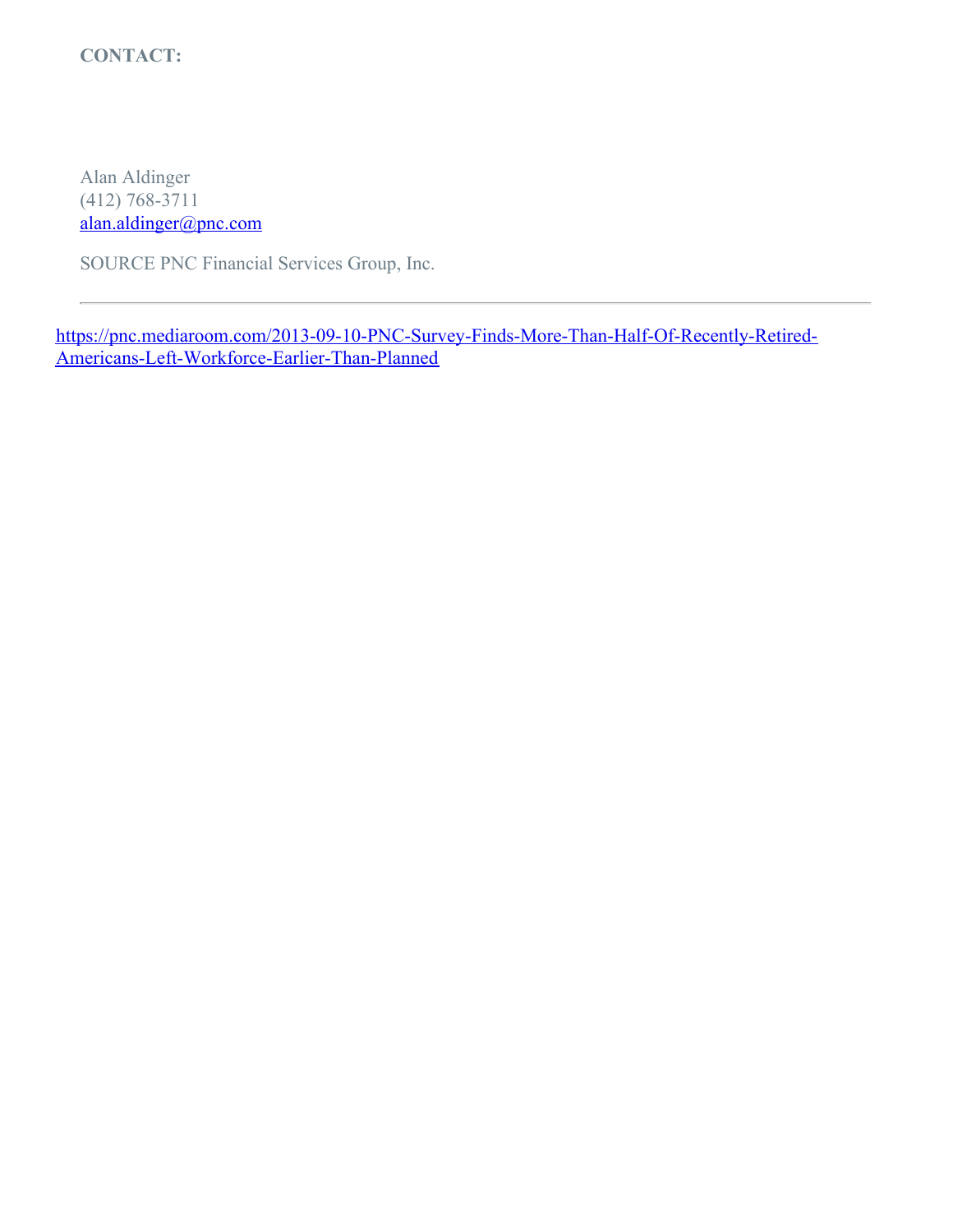**CONTACT:**

Alan Aldinger
(412) 768-3711
[alan.aldinger@pnc.com](mailto:alan.aldinger@pnc.com)

SOURCE PNC Financial Services Group, Inc.

---

[https://pnc.mediaroom.com/2013-09-10-PNC-Survey-Finds-More-Than-Half-Of-Recently-Retired-Americans-Left-Workforce-Earlier-Than-Planned](https://pnc.mediaroom.com/2013-09-10-PNC-Survey-Finds-More-Than-Half-Of-Recently-Retired-Americans-Left-Workforce-Earlier-Than-Planned)